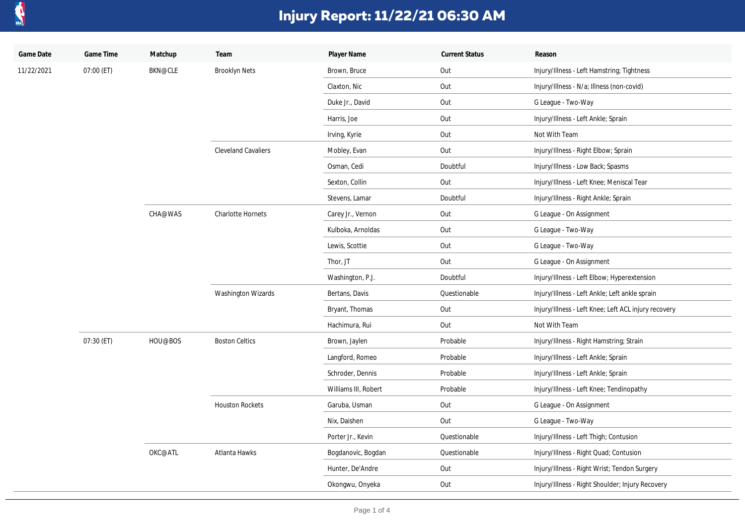# Injury Report: 11/22/21 06:30 AM

| Game Date | Game Time | Matchup | Team | Player Name | Current Status | Reason |
|---|---|---|---|---|---|---|
| 11/22/2021 | 07:00 (ET) | BKN@CLE | Brooklyn Nets | Brown, Bruce | Out | Injury/Illness - Left Hamstring; Tightness |
| | | | | Claxton, Nic | Out | Injury/Illness - N/a; Illness (non-covid) |
| | | | | Duke Jr., David | Out | G League - Two-Way |
| | | | | Harris, Joe | Out | Injury/Illness - Left Ankle; Sprain |
| | | | | Irving, Kyrie | Out | Not With Team |
| | | | Cleveland Cavaliers | Mobley, Evan | Out | Injury/Illness - Right Elbow; Sprain |
| | | | | Osman, Cedi | Doubtful | Injury/Illness - Low Back; Spasms |
| | | | | Sexton, Collin | Out | Injury/Illness - Left Knee; Meniscal Tear |
| | | | | Stevens, Lamar | Doubtful | Injury/Illness - Right Ankle; Sprain |
| | | CHA@WAS | Charlotte Hornets | Carey Jr., Vernon | Out | G League - On Assignment |
| | | | | Kulboka, Arnoldas | Out | G League - Two-Way |
| | | | | Lewis, Scottie | Out | G League - Two-Way |
| | | | | Thor, JT | Out | G League - On Assignment |
| | | | | Washington, P.J. | Doubtful | Injury/Illness - Left Elbow; Hyperextension |
| | | | Washington Wizards | Bertans, Davis | Questionable | Injury/Illness - Left Ankle; Left ankle sprain |
| | | | | Bryant, Thomas | Out | Injury/Illness - Left Knee; Left ACL injury recovery |
| | | | | Hachimura, Rui | Out | Not With Team |
| | 07:30 (ET) | HOU@BOS | Boston Celtics | Brown, Jaylen | Probable | Injury/Illness - Right Hamstring; Strain |
| | | | | Langford, Romeo | Probable | Injury/Illness - Left Ankle; Sprain |
| | | | | Schroder, Dennis | Probable | Injury/Illness - Left Ankle; Sprain |
| | | | | Williams III, Robert | Probable | Injury/Illness - Left Knee; Tendinopathy |
| | | | Houston Rockets | Garuba, Usman | Out | G League - On Assignment |
| | | | | Nix, Daishen | Out | G League - Two-Way |
| | | | | Porter Jr., Kevin | Questionable | Injury/Illness - Left Thigh; Contusion |
| | | OKC@ATL | Atlanta Hawks | Bogdanovic, Bogdan | Questionable | Injury/Illness - Right Quad; Contusion |
| | | | | Hunter, De'Andre | Out | Injury/Illness - Right Wrist; Tendon Surgery |
| | | | | Okongwu, Onyeka | Out | Injury/Illness - Right Shoulder; Injury Recovery |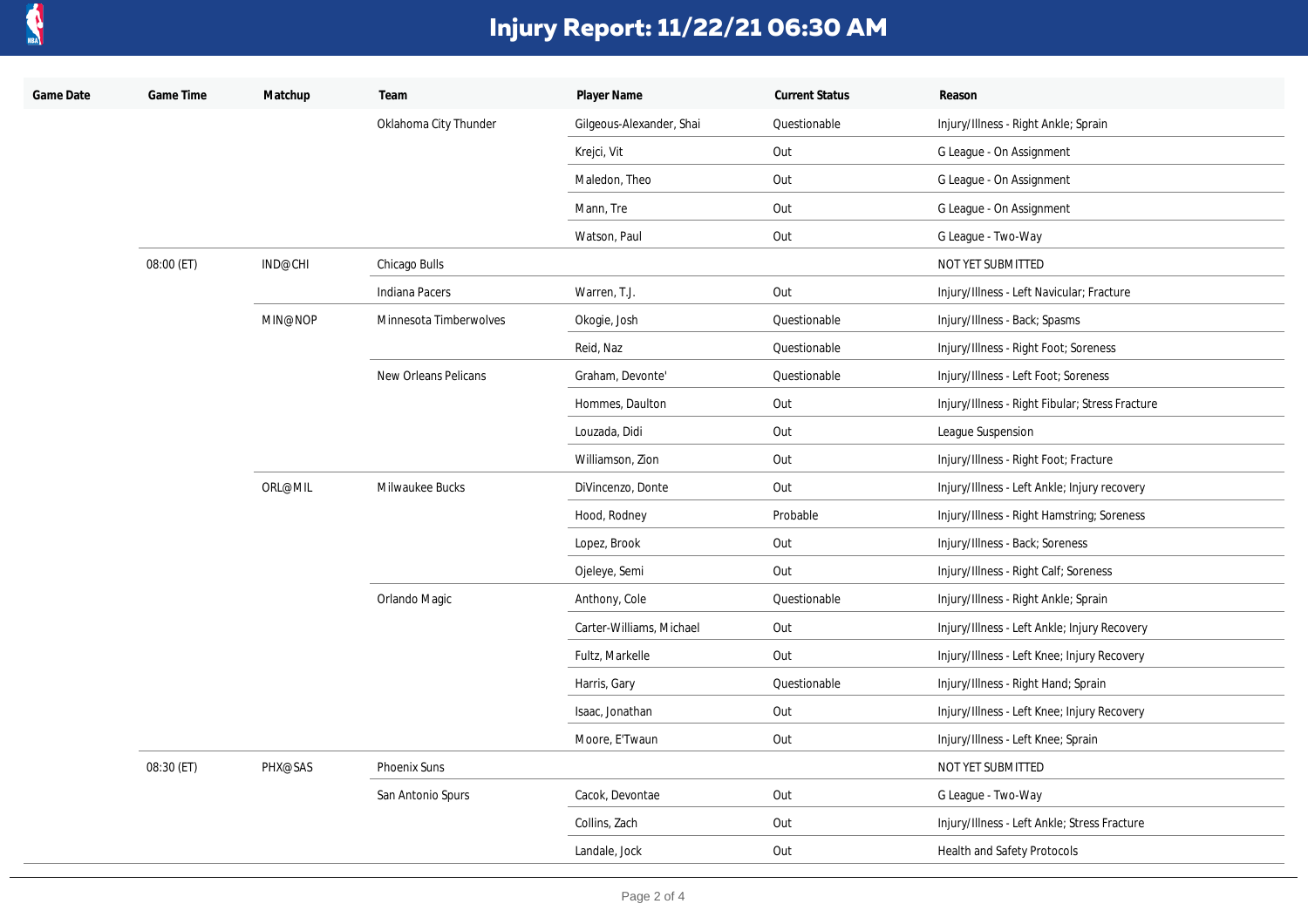# Injury Report: 11/22/21 06:30 AM

| Game Date | Game Time | Matchup | Team | Player Name | Current Status | Reason |
|---|---|---|---|---|---|---|
| | | | Oklahoma City Thunder | Gilgeous-Alexander, Shai | Questionable | Injury/Illness - Right Ankle; Sprain |
| | | | | Krejci, Vit | Out | G League - On Assignment |
| | | | | Maledon, Theo | Out | G League - On Assignment |
| | | | | Mann, Tre | Out | G League - On Assignment |
| | | | | Watson, Paul | Out | G League - Two-Way |
| | 08:00 (ET) | IND@CHI | Chicago Bulls | | | NOT YET SUBMITTED |
| | | | Indiana Pacers | Warren, T.J. | Out | Injury/Illness - Left Navicular; Fracture |
| | | MIN@NOP | Minnesota Timberwolves | Okogie, Josh | Questionable | Injury/Illness - Back; Spasms |
| | | | | Reid, Naz | Questionable | Injury/Illness - Right Foot; Soreness |
| | | | New Orleans Pelicans | Graham, Devonte' | Questionable | Injury/Illness - Left Foot; Soreness |
| | | | | Hommes, Daulton | Out | Injury/Illness - Right Fibular; Stress Fracture |
| | | | | Louzada, Didi | Out | League Suspension |
| | | | | Williamson, Zion | Out | Injury/Illness - Right Foot; Fracture |
| | | ORL@MIL | Milwaukee Bucks | DiVincenzo, Donte | Out | Injury/Illness - Left Ankle; Injury recovery |
| | | | | Hood, Rodney | Probable | Injury/Illness - Right Hamstring; Soreness |
| | | | | Lopez, Brook | Out | Injury/Illness - Back; Soreness |
| | | | | Ojeleye, Semi | Out | Injury/Illness - Right Calf; Soreness |
| | | | Orlando Magic | Anthony, Cole | Questionable | Injury/Illness - Right Ankle; Sprain |
| | | | | Carter-Williams, Michael | Out | Injury/Illness - Left Ankle; Injury Recovery |
| | | | | Fultz, Markelle | Out | Injury/Illness - Left Knee; Injury Recovery |
| | | | | Harris, Gary | Questionable | Injury/Illness - Right Hand; Sprain |
| | | | | Isaac, Jonathan | Out | Injury/Illness - Left Knee; Injury Recovery |
| | | | | Moore, E'Twaun | Out | Injury/Illness - Left Knee; Sprain |
| | 08:30 (ET) | PHX@SAS | Phoenix Suns | | | NOT YET SUBMITTED |
| | | | San Antonio Spurs | Cacok, Devontae | Out | G League - Two-Way |
| | | | | Collins, Zach | Out | Injury/Illness - Left Ankle; Stress Fracture |
| | | | | Landale, Jock | Out | Health and Safety Protocols |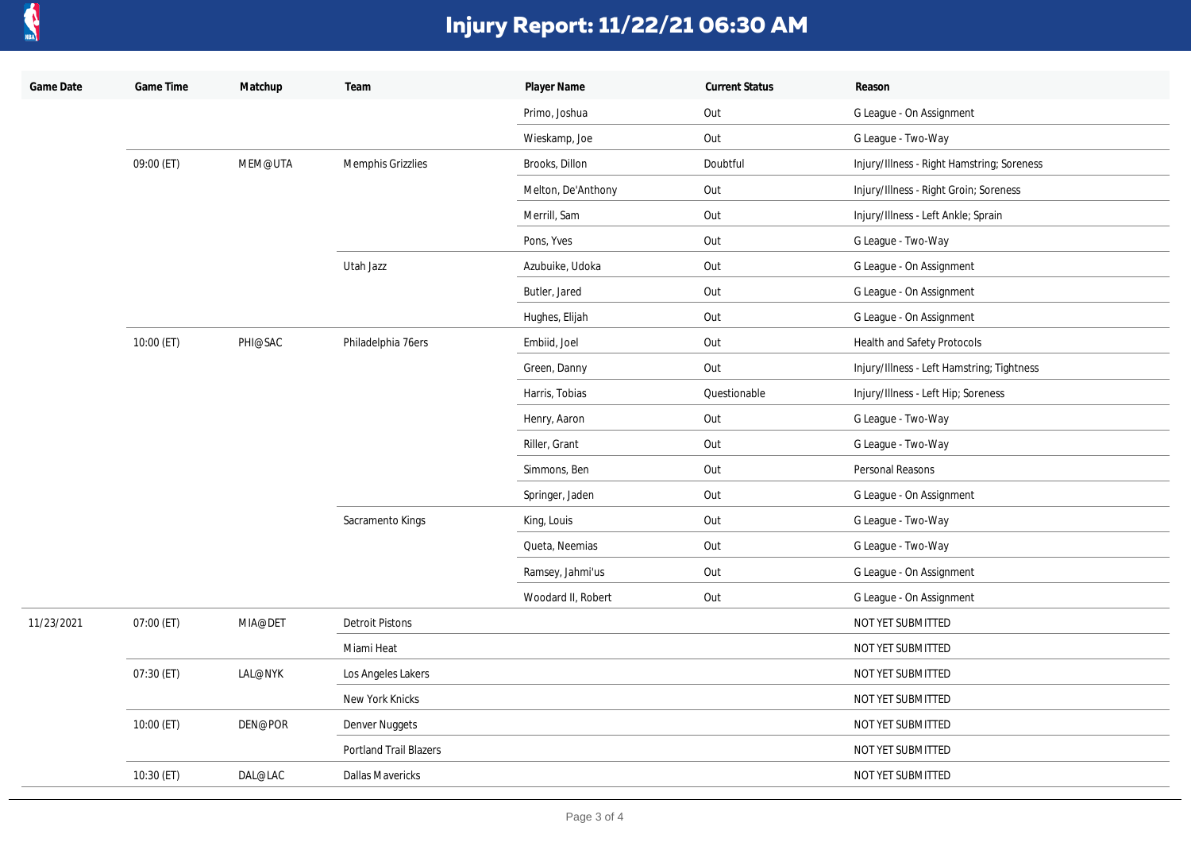# Injury Report: 11/22/21 06:30 AM

| Game Date | Game Time | Matchup | Team | Player Name | Current Status | Reason |
| --- | --- | --- | --- | --- | --- | --- |
| | | | | Primo, Joshua | Out | G League - On Assignment |
| | | | | Wieskamp, Joe | Out | G League - Two-Way |
| | 09:00 (ET) | MEM@UTA | Memphis Grizzlies | Brooks, Dillon | Doubtful | Injury/Illness - Right Hamstring; Soreness |
| | | | | Melton, De'Anthony | Out | Injury/Illness - Right Groin; Soreness |
| | | | | Merrill, Sam | Out | Injury/Illness - Left Ankle; Sprain |
| | | | | Pons, Yves | Out | G League - Two-Way |
| | | | Utah Jazz | Azubuike, Udoka | Out | G League - On Assignment |
| | | | | Butler, Jared | Out | G League - On Assignment |
| | | | | Hughes, Elijah | Out | G League - On Assignment |
| | 10:00 (ET) | PHI@SAC | Philadelphia 76ers | Embiid, Joel | Out | Health and Safety Protocols |
| | | | | Green, Danny | Out | Injury/Illness - Left Hamstring; Tightness |
| | | | | Harris, Tobias | Questionable | Injury/Illness - Left Hip; Soreness |
| | | | | Henry, Aaron | Out | G League - Two-Way |
| | | | | Riller, Grant | Out | G League - Two-Way |
| | | | | Simmons, Ben | Out | Personal Reasons |
| | | | | Springer, Jaden | Out | G League - On Assignment |
| | | | Sacramento Kings | King, Louis | Out | G League - Two-Way |
| | | | | Queta, Neemias | Out | G League - Two-Way |
| | | | | Ramsey, Jahmi'us | Out | G League - On Assignment |
| | | | | Woodard II, Robert | Out | G League - On Assignment |
| 11/23/2021 | 07:00 (ET) | MIA@DET | Detroit Pistons | | | NOT YET SUBMITTED |
| | | | Miami Heat | | | NOT YET SUBMITTED |
| | 07:30 (ET) | LAL@NYK | Los Angeles Lakers | | | NOT YET SUBMITTED |
| | | | New York Knicks | | | NOT YET SUBMITTED |
| | 10:00 (ET) | DEN@POR | Denver Nuggets | | | NOT YET SUBMITTED |
| | | | Portland Trail Blazers | | | NOT YET SUBMITTED |
| | 10:30 (ET) | DAL@LAC | Dallas Mavericks | | | NOT YET SUBMITTED |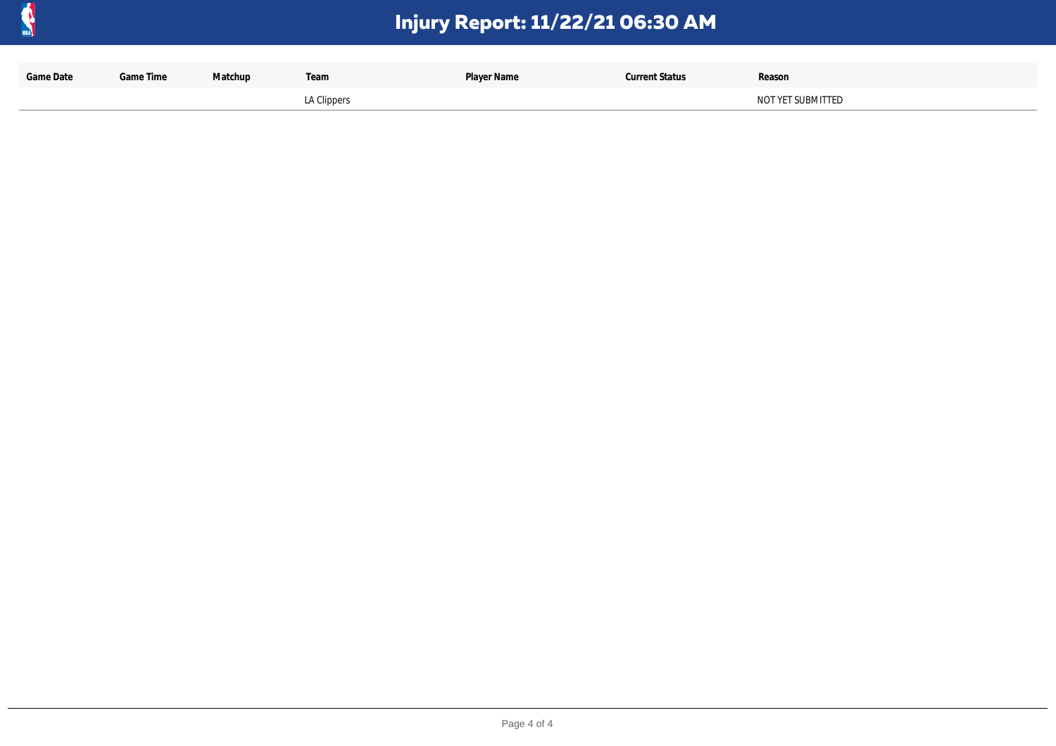# Injury Report: 11/22/21 06:30 AM

| Game Date | Game Time | Matchup | Team | Player Name | Current Status | Reason |
|---|---|---|---|---|---|---|
| | | | LA Clippers | | | NOT YET SUBMITTED |